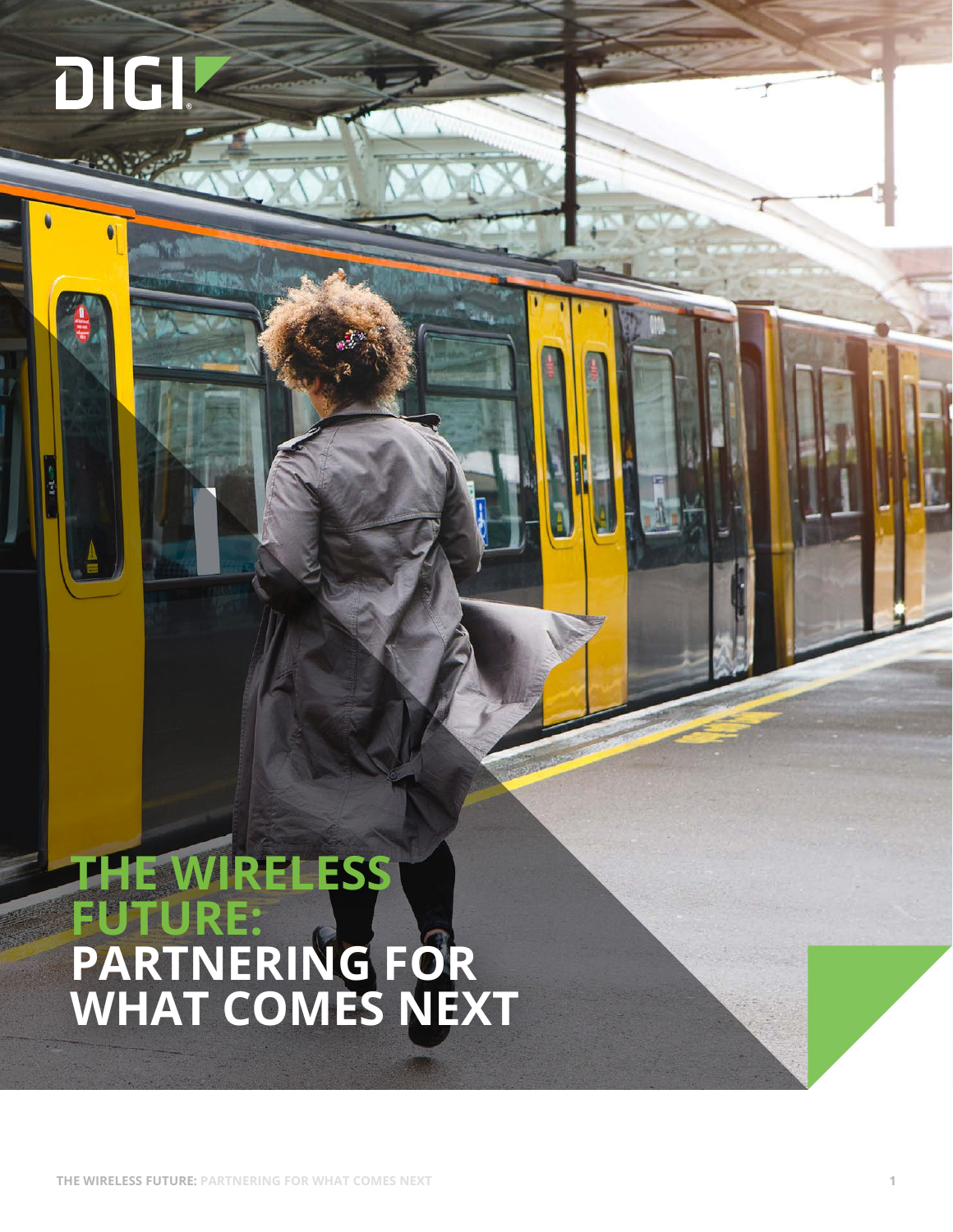DIGI

# THE WIRELESS FUTURE: PARTNERING FOR WHAT COMES NEXT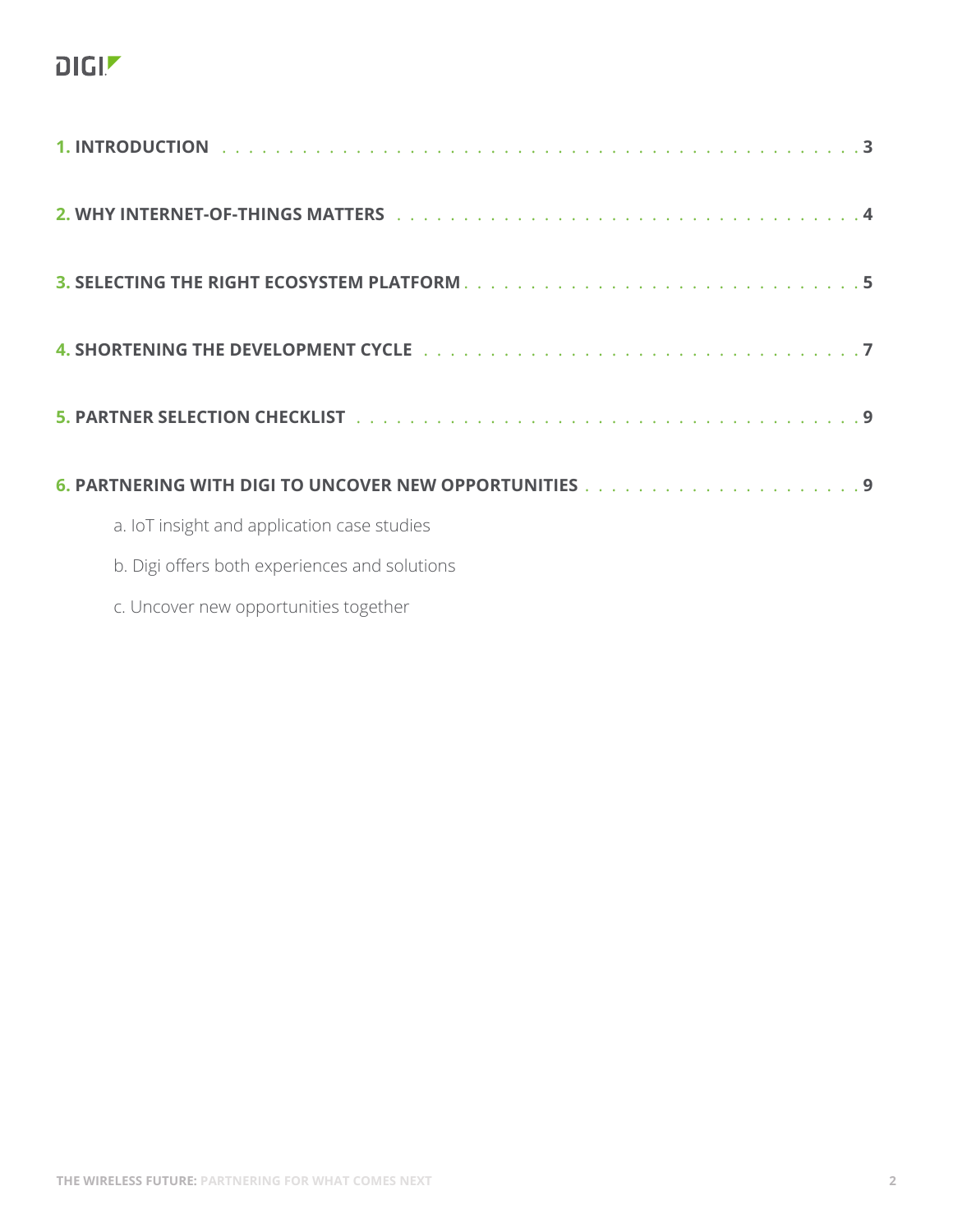**1. INTRODUCTION** . . . . . . . . . . 3

**2. WHY INTERNET-OF-THINGS MATTERS** . . . . . . . . . . 4

**3. SELECTING THE RIGHT ECOSYSTEM PLATFORM** . . . . . . . . . . 5

**4. SHORTENING THE DEVELOPMENT CYCLE** . . . . . . . . . . 7

**5. PARTNER SELECTION CHECKLIST** . . . . . . . . . . 9

**6. PARTNERING WITH DIGI TO UNCOVER NEW OPPORTUNITIES** . . . . . . . . . . 9

- a. IoT insight and application case studies
- b. Digi offers both experiences and solutions
- c. Uncover new opportunities together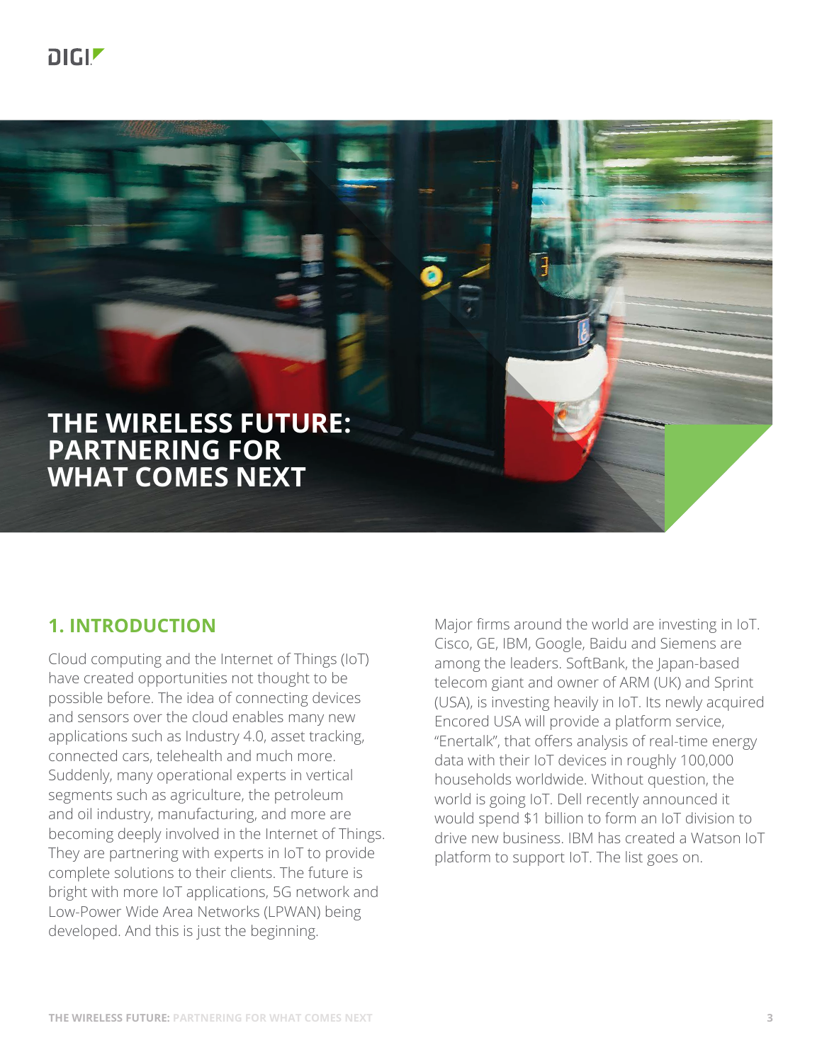# THE WIRELESS FUTURE: PARTNERING FOR WHAT COMES NEXT

## 1. INTRODUCTION

Cloud computing and the Internet of Things (IoT) have created opportunities not thought to be possible before. The idea of connecting devices and sensors over the cloud enables many new applications such as Industry 4.0, asset tracking, connected cars, telehealth and much more. Suddenly, many operational experts in vertical segments such as agriculture, the petroleum and oil industry, manufacturing, and more are becoming deeply involved in the Internet of Things. They are partnering with experts in IoT to provide complete solutions to their clients. The future is bright with more IoT applications, 5G network and Low-Power Wide Area Networks (LPWAN) being developed. And this is just the beginning.

Major firms around the world are investing in IoT. Cisco, GE, IBM, Google, Baidu and Siemens are among the leaders. SoftBank, the Japan-based telecom giant and owner of ARM (UK) and Sprint (USA), is investing heavily in IoT. Its newly acquired Encored USA will provide a platform service, "Enertalk", that offers analysis of real-time energy data with their IoT devices in roughly 100,000 households worldwide. Without question, the world is going IoT. Dell recently announced it would spend $1 billion to form an IoT division to drive new business. IBM has created a Watson IoT platform to support IoT. The list goes on.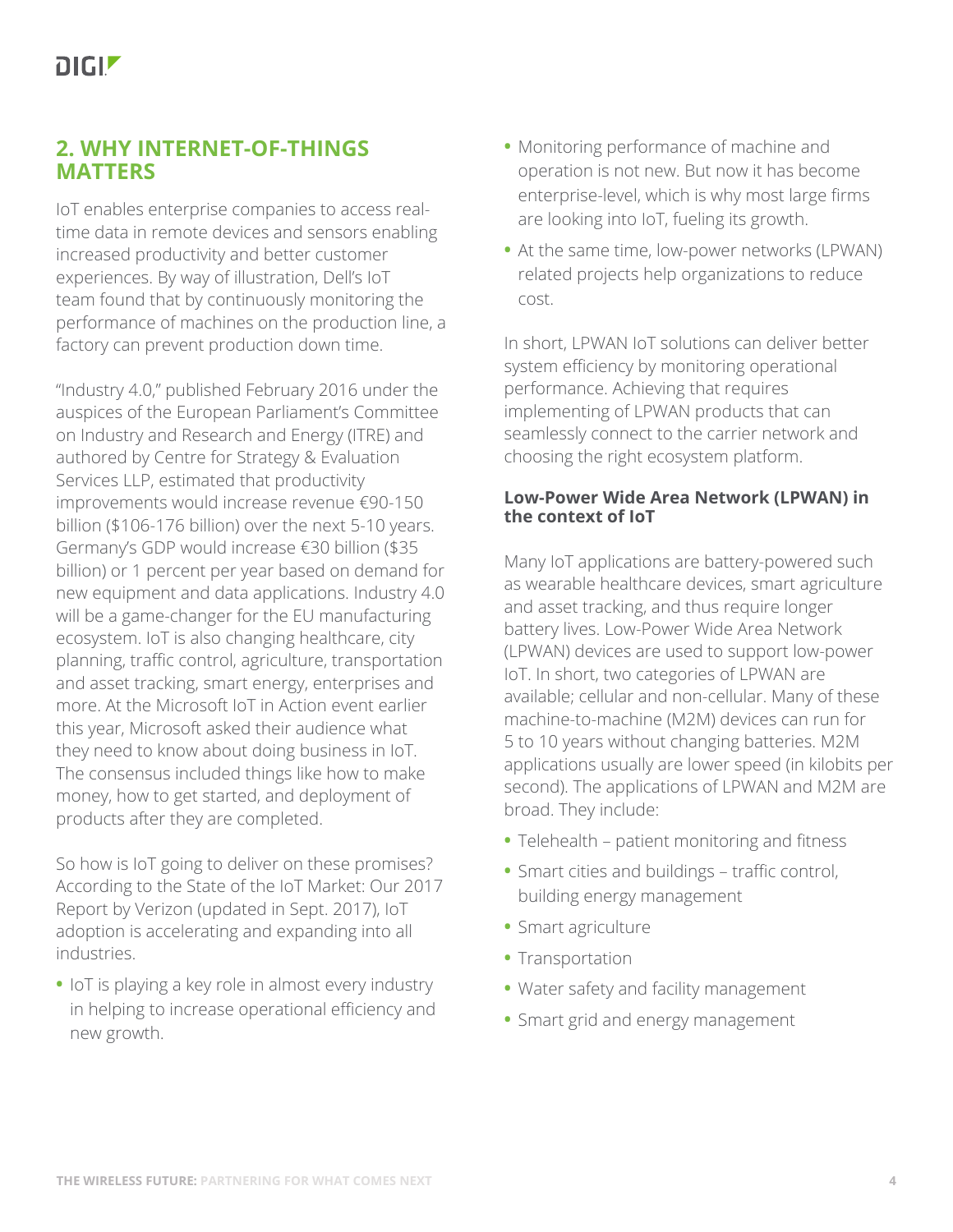## 2. WHY INTERNET-OF-THINGS MATTERS

IoT enables enterprise companies to access real-time data in remote devices and sensors enabling increased productivity and better customer experiences. By way of illustration, Dell's IoT team found that by continuously monitoring the performance of machines on the production line, a factory can prevent production down time.

"Industry 4.0," published February 2016 under the auspices of the European Parliament's Committee on Industry and Research and Energy (ITRE) and authored by Centre for Strategy & Evaluation Services LLP, estimated that productivity improvements would increase revenue €90-150 billion ($106-176 billion) over the next 5-10 years. Germany's GDP would increase €30 billion ($35 billion) or 1 percent per year based on demand for new equipment and data applications. Industry 4.0 will be a game-changer for the EU manufacturing ecosystem. IoT is also changing healthcare, city planning, traffic control, agriculture, transportation and asset tracking, smart energy, enterprises and more. At the Microsoft IoT in Action event earlier this year, Microsoft asked their audience what they need to know about doing business in IoT. The consensus included things like how to make money, how to get started, and deployment of products after they are completed.

So how is IoT going to deliver on these promises? According to the State of the IoT Market: Our 2017 Report by Verizon (updated in Sept. 2017), IoT adoption is accelerating and expanding into all industries.

- IoT is playing a key role in almost every industry in helping to increase operational efficiency and new growth.
- Monitoring performance of machine and operation is not new. But now it has become enterprise-level, which is why most large firms are looking into IoT, fueling its growth.
- At the same time, low-power networks (LPWAN) related projects help organizations to reduce cost.

In short, LPWAN IoT solutions can deliver better system efficiency by monitoring operational performance. Achieving that requires implementing of LPWAN products that can seamlessly connect to the carrier network and choosing the right ecosystem platform.

### Low-Power Wide Area Network (LPWAN) in the context of IoT

Many IoT applications are battery-powered such as wearable healthcare devices, smart agriculture and asset tracking, and thus require longer battery lives. Low-Power Wide Area Network (LPWAN) devices are used to support low-power IoT. In short, two categories of LPWAN are available; cellular and non-cellular. Many of these machine-to-machine (M2M) devices can run for 5 to 10 years without changing batteries. M2M applications usually are lower speed (in kilobits per second). The applications of LPWAN and M2M are broad. They include:

- Telehealth – patient monitoring and fitness
- Smart cities and buildings – traffic control, building energy management
- Smart agriculture
- Transportation
- Water safety and facility management
- Smart grid and energy management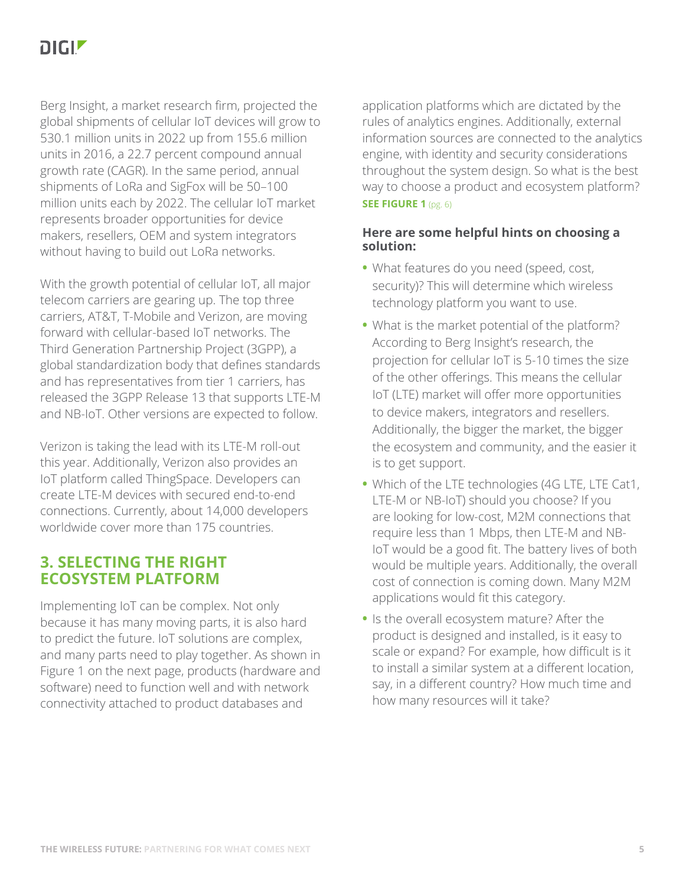Berg Insight, a market research firm, projected the global shipments of cellular IoT devices will grow to 530.1 million units in 2022 up from 155.6 million units in 2016, a 22.7 percent compound annual growth rate (CAGR). In the same period, annual shipments of LoRa and SigFox will be 50–100 million units each by 2022. The cellular IoT market represents broader opportunities for device makers, resellers, OEM and system integrators without having to build out LoRa networks.

With the growth potential of cellular IoT, all major telecom carriers are gearing up. The top three carriers, AT&T, T-Mobile and Verizon, are moving forward with cellular-based IoT networks. The Third Generation Partnership Project (3GPP), a global standardization body that defines standards and has representatives from tier 1 carriers, has released the 3GPP Release 13 that supports LTE-M and NB-IoT. Other versions are expected to follow.

Verizon is taking the lead with its LTE-M roll-out this year. Additionally, Verizon also provides an IoT platform called ThingSpace. Developers can create LTE-M devices with secured end-to-end connections. Currently, about 14,000 developers worldwide cover more than 175 countries.

## 3. SELECTING THE RIGHT ECOSYSTEM PLATFORM

Implementing IoT can be complex. Not only because it has many moving parts, it is also hard to predict the future. IoT solutions are complex, and many parts need to play together. As shown in Figure 1 on the next page, products (hardware and software) need to function well and with network connectivity attached to product databases and application platforms which are dictated by the rules of analytics engines. Additionally, external information sources are connected to the analytics engine, with identity and security considerations throughout the system design. So what is the best way to choose a product and ecosystem platform? **SEE FIGURE 1** (pg. 6)

**Here are some helpful hints on choosing a solution:**

- What features do you need (speed, cost, security)? This will determine which wireless technology platform you want to use.
- What is the market potential of the platform? According to Berg Insight's research, the projection for cellular IoT is 5-10 times the size of the other offerings. This means the cellular IoT (LTE) market will offer more opportunities to device makers, integrators and resellers. Additionally, the bigger the market, the bigger the ecosystem and community, and the easier it is to get support.
- Which of the LTE technologies (4G LTE, LTE Cat1, LTE-M or NB-IoT) should you choose? If you are looking for low-cost, M2M connections that require less than 1 Mbps, then LTE-M and NB-IoT would be a good fit. The battery lives of both would be multiple years. Additionally, the overall cost of connection is coming down. Many M2M applications would fit this category.
- Is the overall ecosystem mature? After the product is designed and installed, is it easy to scale or expand? For example, how difficult is it to install a similar system at a different location, say, in a different country? How much time and how many resources will it take?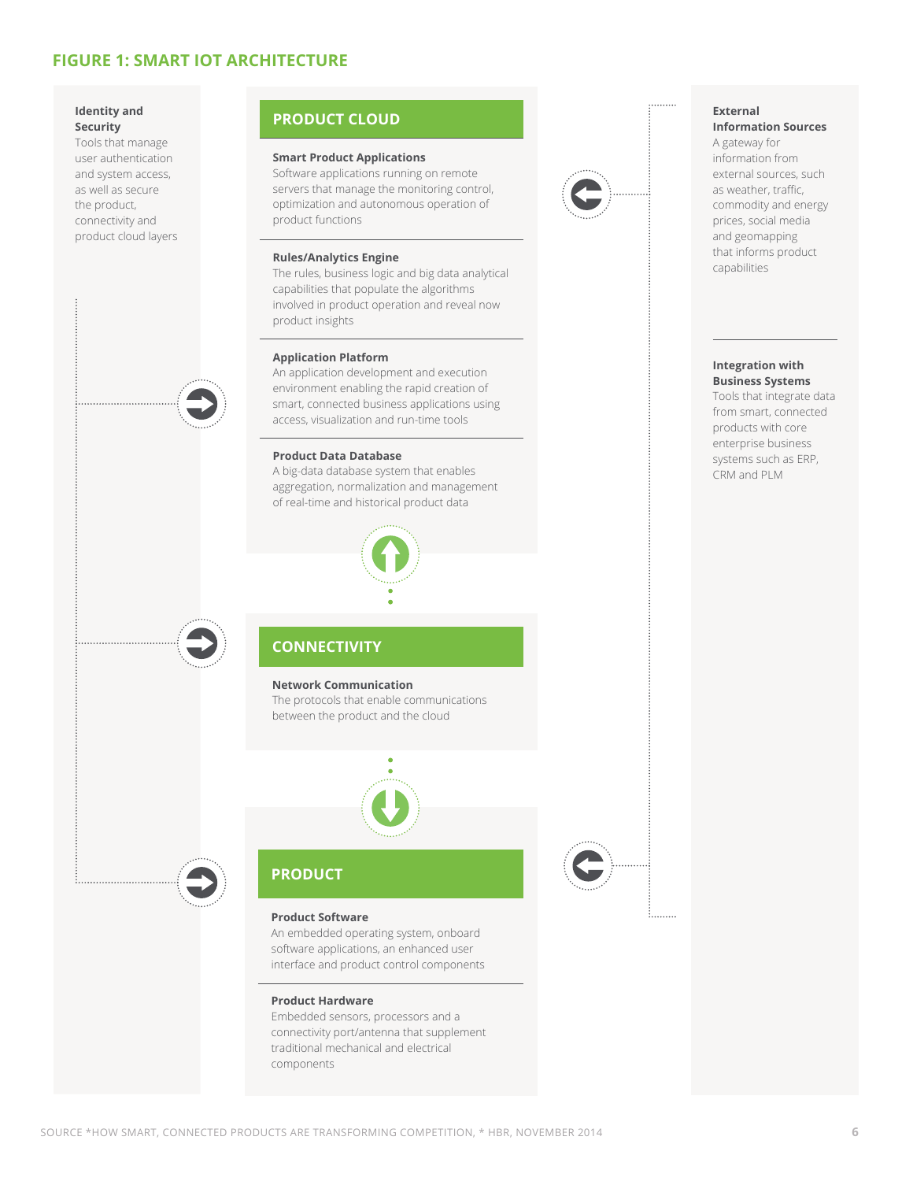## FIGURE 1: SMART IOT ARCHITECTURE

**Identity and Security**
Tools that manage user authentication and system access, as well as secure the product, connectivity and product cloud layers

### PRODUCT CLOUD

**Smart Product Applications**
Software applications running on remote servers that manage the monitoring control, optimization and autonomous operation of product functions

**Rules/Analytics Engine**
The rules, business logic and big data analytical capabilities that populate the algorithms involved in product operation and reveal now product insights

**Application Platform**
An application development and execution environment enabling the rapid creation of smart, connected business applications using access, visualization and run-time tools

**Product Data Database**
A big-data database system that enables aggregation, normalization and management of real-time and historical product data

### CONNECTIVITY

**Network Communication**
The protocols that enable communications between the product and the cloud

### PRODUCT

**Product Software**
An embedded operating system, onboard software applications, an enhanced user interface and product control components

**Product Hardware**
Embedded sensors, processors and a connectivity port/antenna that supplement traditional mechanical and electrical components

**External Information Sources**
A gateway for information from external sources, such as weather, traffic, commodity and energy prices, social media and geomapping that informs product capabilities

**Integration with Business Systems**
Tools that integrate data from smart, connected products with core enterprise business systems such as ERP, CRM and PLM

SOURCE *HOW SMART, CONNECTED PRODUCTS ARE TRANSFORMING COMPETITION, * HBR, NOVEMBER 2014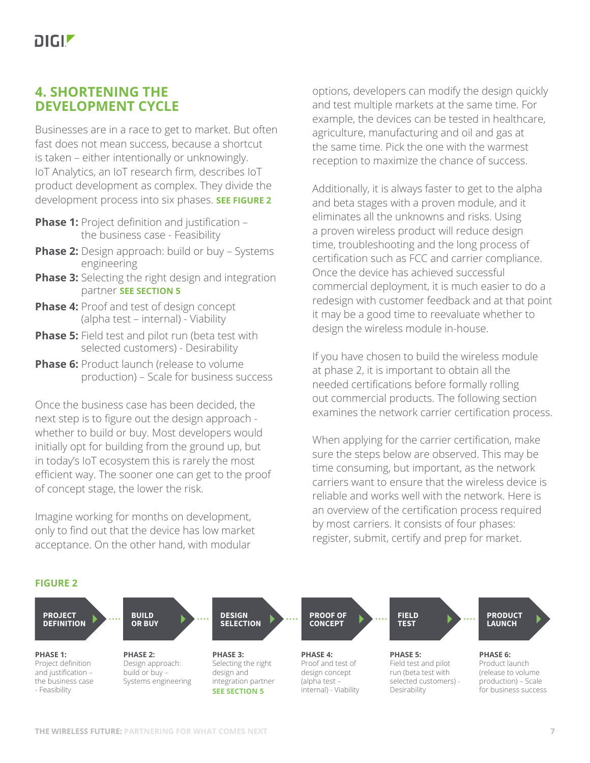## 4. SHORTENING THE DEVELOPMENT CYCLE

Businesses are in a race to get to market. But often fast does not mean success, because a shortcut is taken – either intentionally or unknowingly. IoT Analytics, an IoT research firm, describes IoT product development as complex. They divide the development process into six phases. **SEE FIGURE 2**

**Phase 1:** Project definition and justification – the business case - Feasibility

**Phase 2:** Design approach: build or buy – Systems engineering

**Phase 3:** Selecting the right design and integration partner **SEE SECTION 5**

**Phase 4:** Proof and test of design concept (alpha test – internal) - Viability

**Phase 5:** Field test and pilot run (beta test with selected customers) - Desirability

**Phase 6:** Product launch (release to volume production) – Scale for business success

Once the business case has been decided, the next step is to figure out the design approach - whether to build or buy. Most developers would initially opt for building from the ground up, but in today's IoT ecosystem this is rarely the most efficient way. The sooner one can get to the proof of concept stage, the lower the risk.

Imagine working for months on development, only to find out that the device has low market acceptance. On the other hand, with modular options, developers can modify the design quickly and test multiple markets at the same time. For example, the devices can be tested in healthcare, agriculture, manufacturing and oil and gas at the same time. Pick the one with the warmest reception to maximize the chance of success.

Additionally, it is always faster to get to the alpha and beta stages with a proven module, and it eliminates all the unknowns and risks. Using a proven wireless product will reduce design time, troubleshooting and the long process of certification such as FCC and carrier compliance. Once the device has achieved successful commercial deployment, it is much easier to do a redesign with customer feedback and at that point it may be a good time to reevaluate whether to design the wireless module in-house.

If you have chosen to build the wireless module at phase 2, it is important to obtain all the needed certifications before formally rolling out commercial products. The following section examines the network carrier certification process.

When applying for the carrier certification, make sure the steps below are observed. This may be time consuming, but important, as the network carriers want to ensure that the wireless device is reliable and works well with the network. Here is an overview of the certification process required by most carriers. It consists of four phases: register, submit, certify and prep for market.

**FIGURE 2**

| PROJECT DEFINITION | BUILD OR BUY | DESIGN SELECTION | PROOF OF CONCEPT | FIELD TEST | PRODUCT LAUNCH |
|---|---|---|---|---|---|
| **PHASE 1:** Project definition and justification – the business case - Feasibility | **PHASE 2:** Design approach: build or buy – Systems engineering | **PHASE 3:** Selecting the right design and integration partner **SEE SECTION 5** | **PHASE 4:** Proof and test of design concept (alpha test – internal) - Viability | **PHASE 5:** Field test and pilot run (beta test with selected customers) - Desirability | **PHASE 6:** Product launch (release to volume production) – Scale for business success |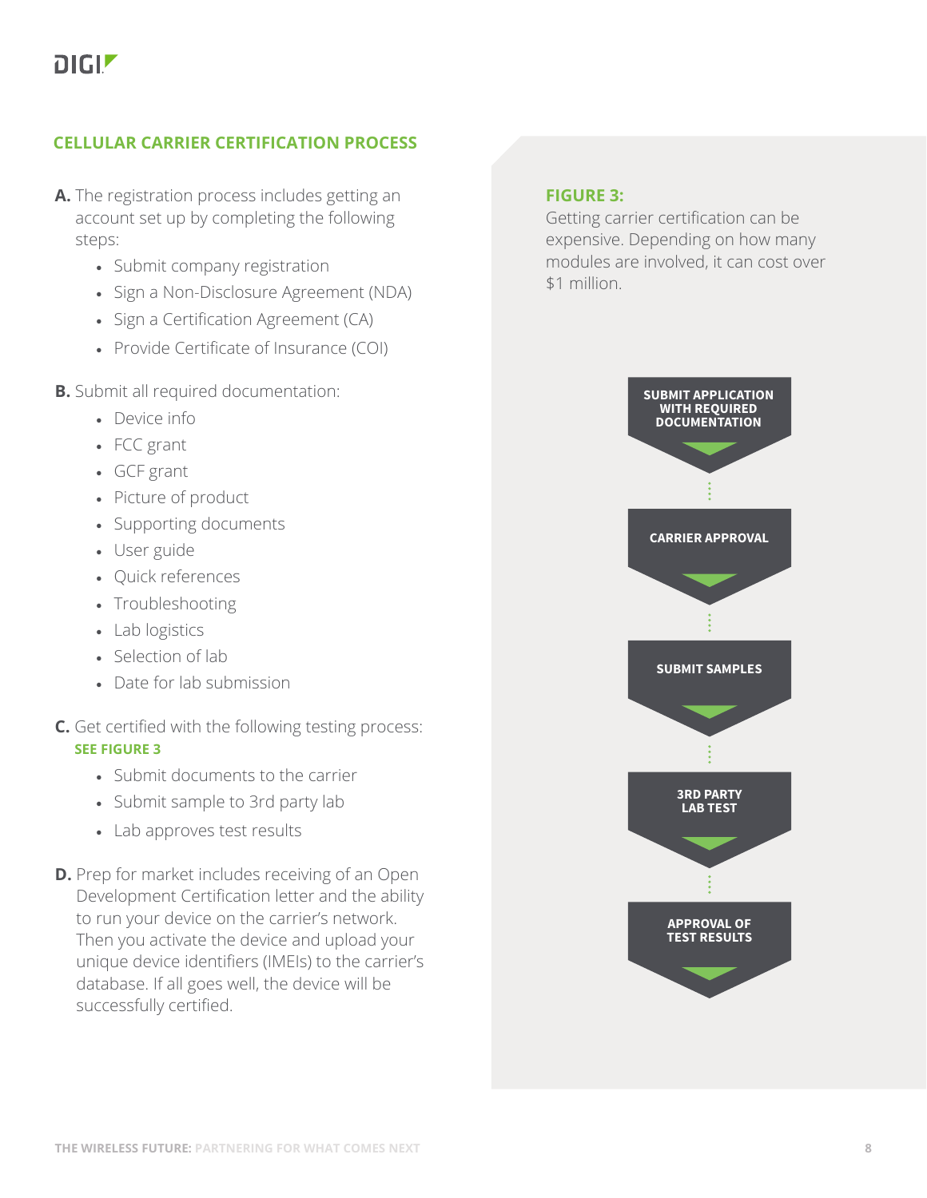## CELLULAR CARRIER CERTIFICATION PROCESS

**A.** The registration process includes getting an account set up by completing the following steps:

- Submit company registration
- Sign a Non-Disclosure Agreement (NDA)
- Sign a Certification Agreement (CA)
- Provide Certificate of Insurance (COI)

**B.** Submit all required documentation:

- Device info
- FCC grant
- GCF grant
- Picture of product
- Supporting documents
- User guide
- Quick references
- Troubleshooting
- Lab logistics
- Selection of lab
- Date for lab submission

**C.** Get certified with the following testing process: **SEE FIGURE 3**

- Submit documents to the carrier
- Submit sample to 3rd party lab
- Lab approves test results

**D.** Prep for market includes receiving of an Open Development Certification letter and the ability to run your device on the carrier's network. Then you activate the device and upload your unique device identifiers (IMEIs) to the carrier's database. If all goes well, the device will be successfully certified.

**FIGURE 3:**

Getting carrier certification can be expensive. Depending on how many modules are involved, it can cost over $1 million.

1. SUBMIT APPLICATION WITH REQUIRED DOCUMENTATION
2. CARRIER APPROVAL
3. SUBMIT SAMPLES
4. 3RD PARTY LAB TEST
5. APPROVAL OF TEST RESULTS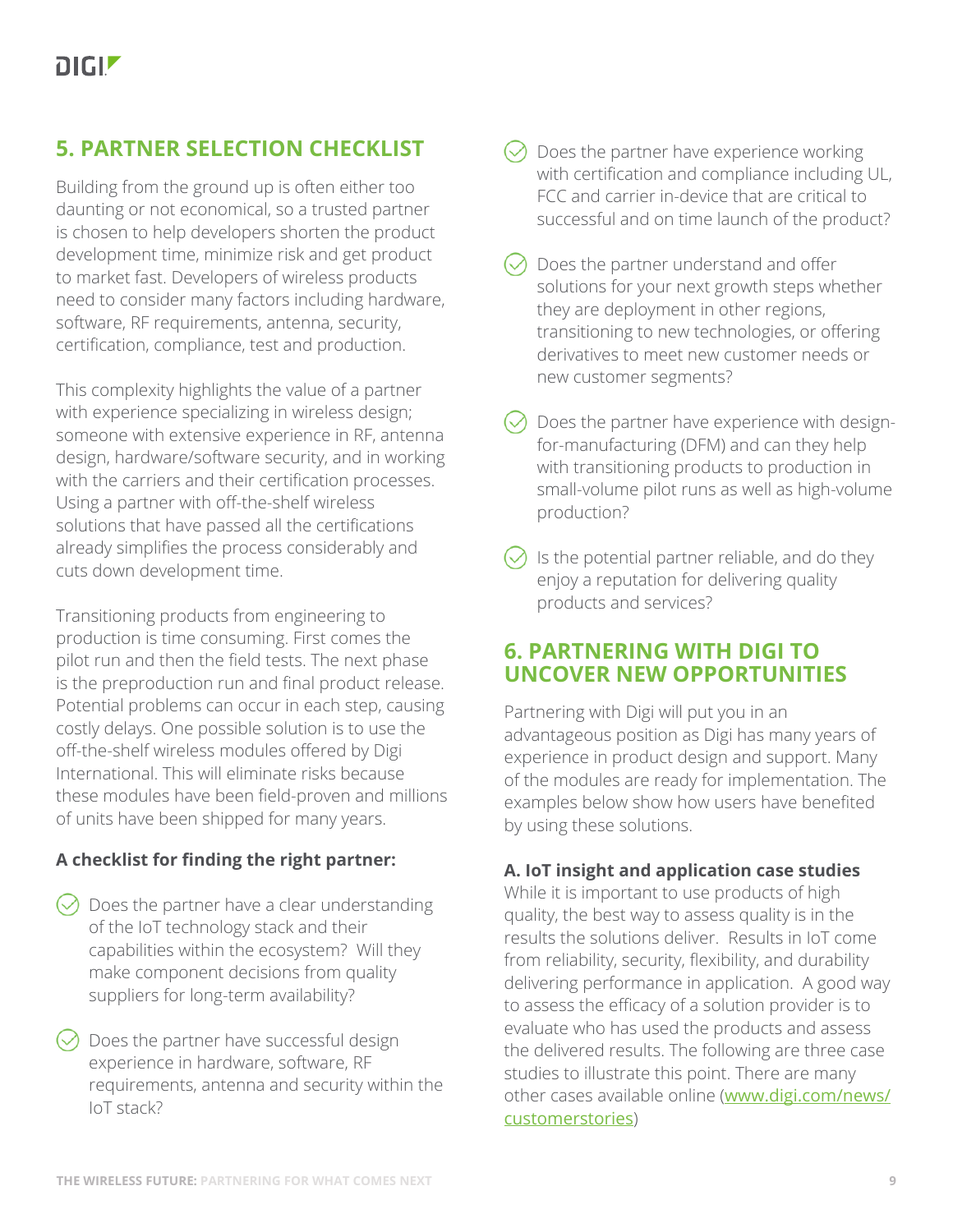## 5. PARTNER SELECTION CHECKLIST

Building from the ground up is often either too daunting or not economical, so a trusted partner is chosen to help developers shorten the product development time, minimize risk and get product to market fast. Developers of wireless products need to consider many factors including hardware, software, RF requirements, antenna, security, certification, compliance, test and production.

This complexity highlights the value of a partner with experience specializing in wireless design; someone with extensive experience in RF, antenna design, hardware/software security, and in working with the carriers and their certification processes. Using a partner with off-the-shelf wireless solutions that have passed all the certifications already simplifies the process considerably and cuts down development time.

Transitioning products from engineering to production is time consuming. First comes the pilot run and then the field tests. The next phase is the preproduction run and final product release. Potential problems can occur in each step, causing costly delays. One possible solution is to use the off-the-shelf wireless modules offered by Digi International. This will eliminate risks because these modules have been field-proven and millions of units have been shipped for many years.

**A checklist for finding the right partner:**

- Does the partner have a clear understanding of the IoT technology stack and their capabilities within the ecosystem? Will they make component decisions from quality suppliers for long-term availability?
- Does the partner have successful design experience in hardware, software, RF requirements, antenna and security within the IoT stack?
- Does the partner have experience working with certification and compliance including UL, FCC and carrier in-device that are critical to successful and on time launch of the product?
- Does the partner understand and offer solutions for your next growth steps whether they are deployment in other regions, transitioning to new technologies, or offering derivatives to meet new customer needs or new customer segments?
- Does the partner have experience with design-for-manufacturing (DFM) and can they help with transitioning products to production in small-volume pilot runs as well as high-volume production?
- Is the potential partner reliable, and do they enjoy a reputation for delivering quality products and services?

## 6. PARTNERING WITH DIGI TO UNCOVER NEW OPPORTUNITIES

Partnering with Digi will put you in an advantageous position as Digi has many years of experience in product design and support. Many of the modules are ready for implementation. The examples below show how users have benefited by using these solutions.

### A. IoT insight and application case studies

While it is important to use products of high quality, the best way to assess quality is in the results the solutions deliver. Results in IoT come from reliability, security, flexibility, and durability delivering performance in application. A good way to assess the efficacy of a solution provider is to evaluate who has used the products and assess the delivered results. The following are three case studies to illustrate this point. There are many other cases available online ([www.digi.com/news/customerstories](www.digi.com/news/customerstories))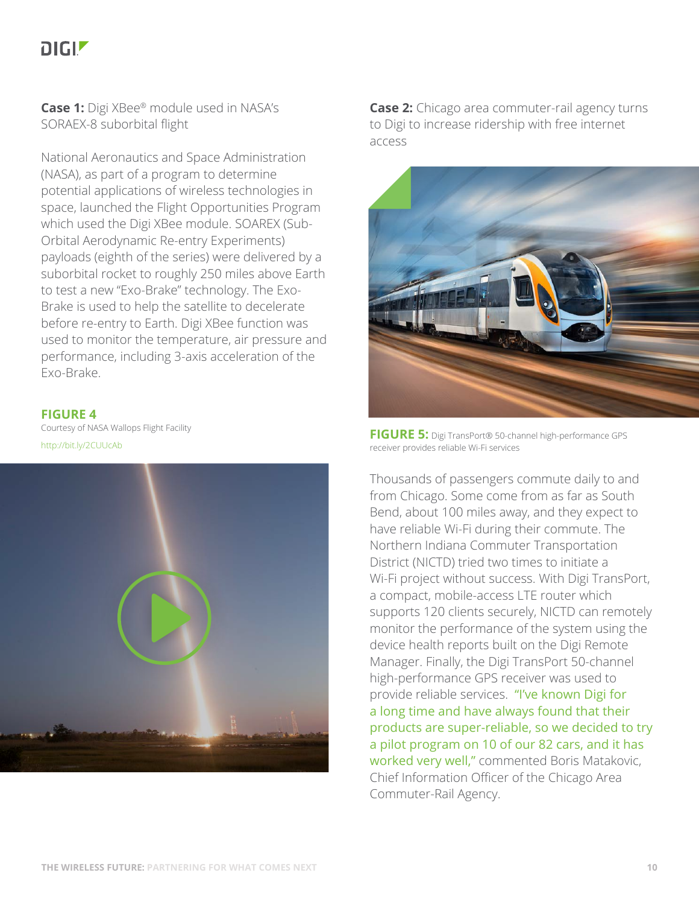**Case 1:** Digi XBee® module used in NASA's SORAEX-8 suborbital flight

National Aeronautics and Space Administration (NASA), as part of a program to determine potential applications of wireless technologies in space, launched the Flight Opportunities Program which used the Digi XBee module. SOAREX (Sub-Orbital Aerodynamic Re-entry Experiments) payloads (eighth of the series) were delivered by a suborbital rocket to roughly 250 miles above Earth to test a new "Exo-Brake" technology. The Exo-Brake is used to help the satellite to decelerate before re-entry to Earth. Digi XBee function was used to monitor the temperature, air pressure and performance, including 3-axis acceleration of the Exo-Brake.

**FIGURE 4**
Courtesy of NASA Wallops Flight Facility
http://bit.ly/2CUUcAb

**Case 2:** Chicago area commuter-rail agency turns to Digi to increase ridership with free internet access

**FIGURE 5:** Digi TransPort® 50-channel high-performance GPS receiver provides reliable Wi-Fi services

Thousands of passengers commute daily to and from Chicago. Some come from as far as South Bend, about 100 miles away, and they expect to have reliable Wi-Fi during their commute. The Northern Indiana Commuter Transportation District (NICTD) tried two times to initiate a Wi-Fi project without success. With Digi TransPort, a compact, mobile-access LTE router which supports 120 clients securely, NICTD can remotely monitor the performance of the system using the device health reports built on the Digi Remote Manager. Finally, the Digi TransPort 50-channel high-performance GPS receiver was used to provide reliable services. "I've known Digi for a long time and have always found that their products are super-reliable, so we decided to try a pilot program on 10 of our 82 cars, and it has worked very well," commented Boris Matakovic, Chief Information Officer of the Chicago Area Commuter-Rail Agency.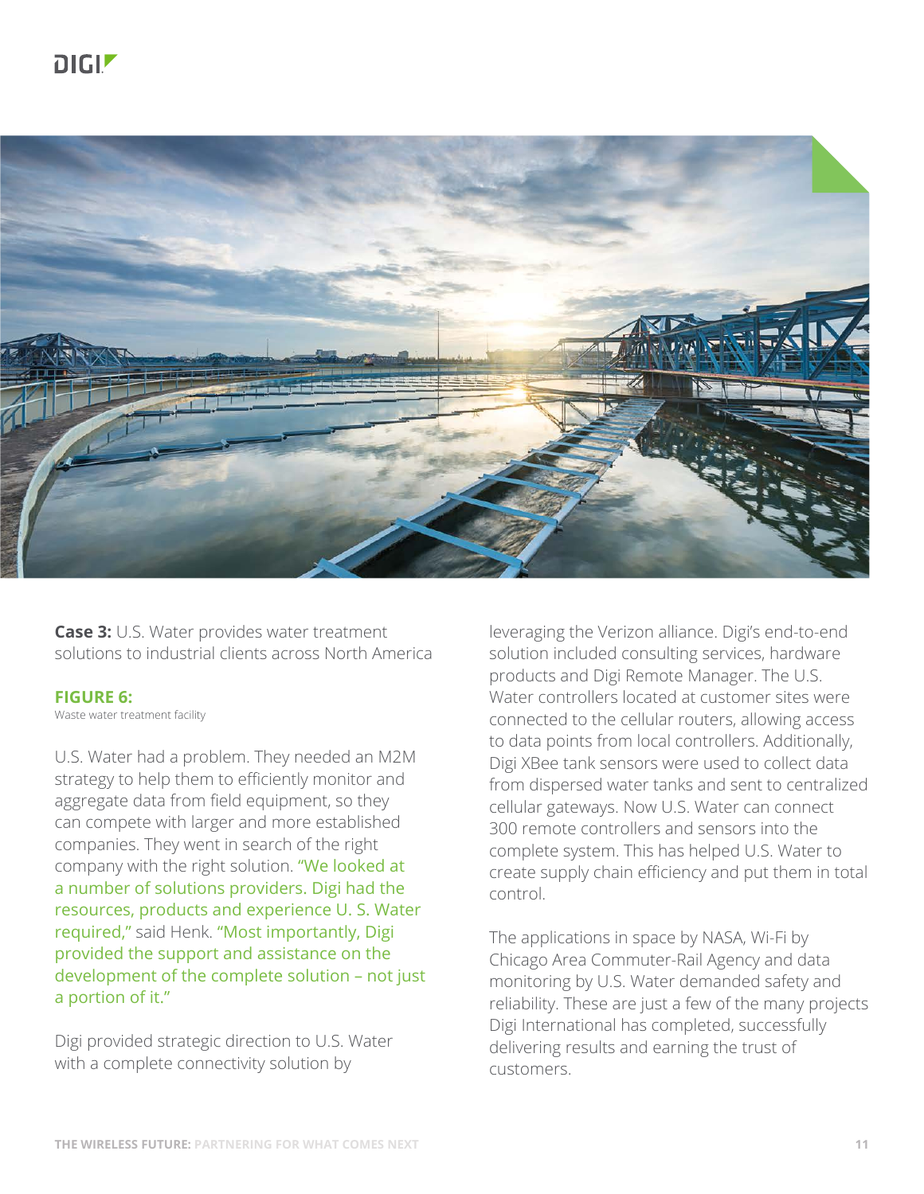**Case 3:** U.S. Water provides water treatment solutions to industrial clients across North America

**FIGURE 6:**
Waste water treatment facility

U.S. Water had a problem. They needed an M2M strategy to help them to efficiently monitor and aggregate data from field equipment, so they can compete with larger and more established companies. They went in search of the right company with the right solution. "We looked at a number of solutions providers. Digi had the resources, products and experience U. S. Water required," said Henk. "Most importantly, Digi provided the support and assistance on the development of the complete solution – not just a portion of it."

Digi provided strategic direction to U.S. Water with a complete connectivity solution by leveraging the Verizon alliance. Digi's end-to-end solution included consulting services, hardware products and Digi Remote Manager. The U.S. Water controllers located at customer sites were connected to the cellular routers, allowing access to data points from local controllers. Additionally, Digi XBee tank sensors were used to collect data from dispersed water tanks and sent to centralized cellular gateways. Now U.S. Water can connect 300 remote controllers and sensors into the complete system. This has helped U.S. Water to create supply chain efficiency and put them in total control.

The applications in space by NASA, Wi-Fi by Chicago Area Commuter-Rail Agency and data monitoring by U.S. Water demanded safety and reliability. These are just a few of the many projects Digi International has completed, successfully delivering results and earning the trust of customers.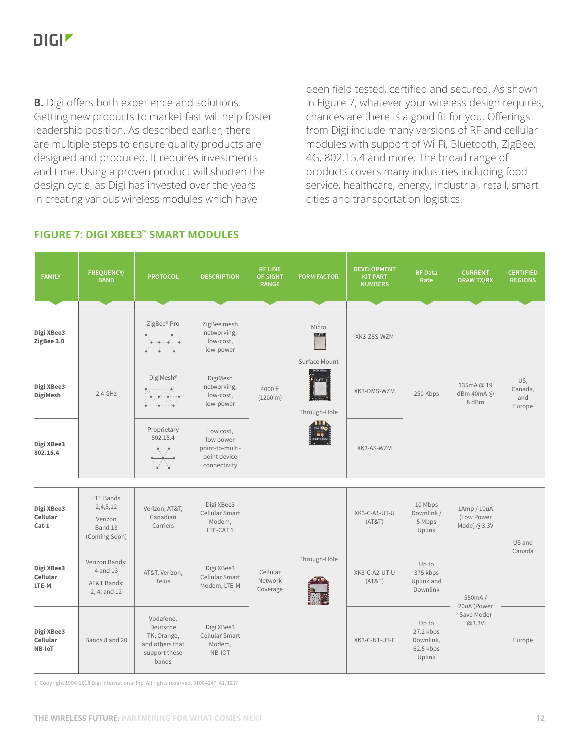**B.** Digi offers both experience and solutions. Getting new products to market fast will help foster leadership position. As described earlier, there are multiple steps to ensure quality products are designed and produced. It requires investments and time. Using a proven product will shorten the design cycle, as Digi has invested over the years in creating various wireless modules which have been field tested, certified and secured. As shown in Figure 7, whatever your wireless design requires, chances are there is a good fit for you. Offerings from Digi include many versions of RF and cellular modules with support of Wi-Fi, Bluetooth, ZigBee, 4G, 802.15.4 and more. The broad range of products covers many industries including food service, healthcare, energy, industrial, retail, smart cities and transportation logistics.

## FIGURE 7: DIGI XBEE3™ SMART MODULES

| FAMILY | FREQUENCY/ BAND | PROTOCOL | DESCRIPTION | RF LINE OF SIGHT RANGE | FORM FACTOR | DEVELOPMENT KIT PART NUMBERS | RF Data Rate | CURRENT DRAW TX/RX | CERTIFIED REGIONS |
|---|---|---|---|---|---|---|---|---|---|
| **Digi XBee3 ZigBee 3.0** | 2.4 GHz | ZigBee® Pro | ZigBee mesh networking, low-cost, low-power | 4000 ft (1200 m) | Micro, Surface Mount, Through-Hole | XK3-Z8S-WZM | 250 Kbps | 135mA @ 19 dBm 40mA @ 8 dBm | US, Canada, and Europe |
| **Digi XBee3 DigiMesh** | | DigiMesh® | DigiMesh networking, low-cost, low-power | | | XK3-DMS-WZM | | | |
| **Digi XBee3 802.15.4** | | Proprietary 802.15.4 | Low cost, low power point-to-multi-point device connectivity | | | XK3-AS-WZM | | | |
| **Digi XBee3 Cellular Cat-1** | LTE Bands 2,4,5,12 Verizon Band 13 (Coming Soon) | Verizon, AT&T, Canadian Carriers | Digi XBee3 Cellular Smart Modem, LTE-CAT 1 | Cellular Network Coverage | Through-Hole | XK3-C-A1-UT-U (AT&T) | 10 Mbps Downlink / 5 Mbps Uplink | 1Amp / 10uA (Low Power Mode) @3.3V | US and Canada |
| **Digi XBee3 Cellular LTE-M** | Verizon Bands: 4 and 13 AT&T Bands: 2, 4, and 12 | AT&T, Verizon, Telus | Digi XBee3 Cellular Smart Modem, LTE-M | | | XK3-C-A2-UT-U (AT&T) | Up to 375 kbps Uplink and Downlink | 550mA / 20uA (Power Save Mode) @3.3V | |
| **Digi XBee3 Cellular NB-IoT** | Bands 8 and 20 | Vodafone, Deutsche TK, Orange, and others that support these bands | Digi XBee3 Cellular Smart Modem, NB-IOT | | | XK3-C-N1-UT-E | Up to 27.2 kbps Downlink, 62.5 kbps Uplink | | Europe |

© Copyright 1996-2018 Digi International Inc. All rights reserved. 91004247 A1/1217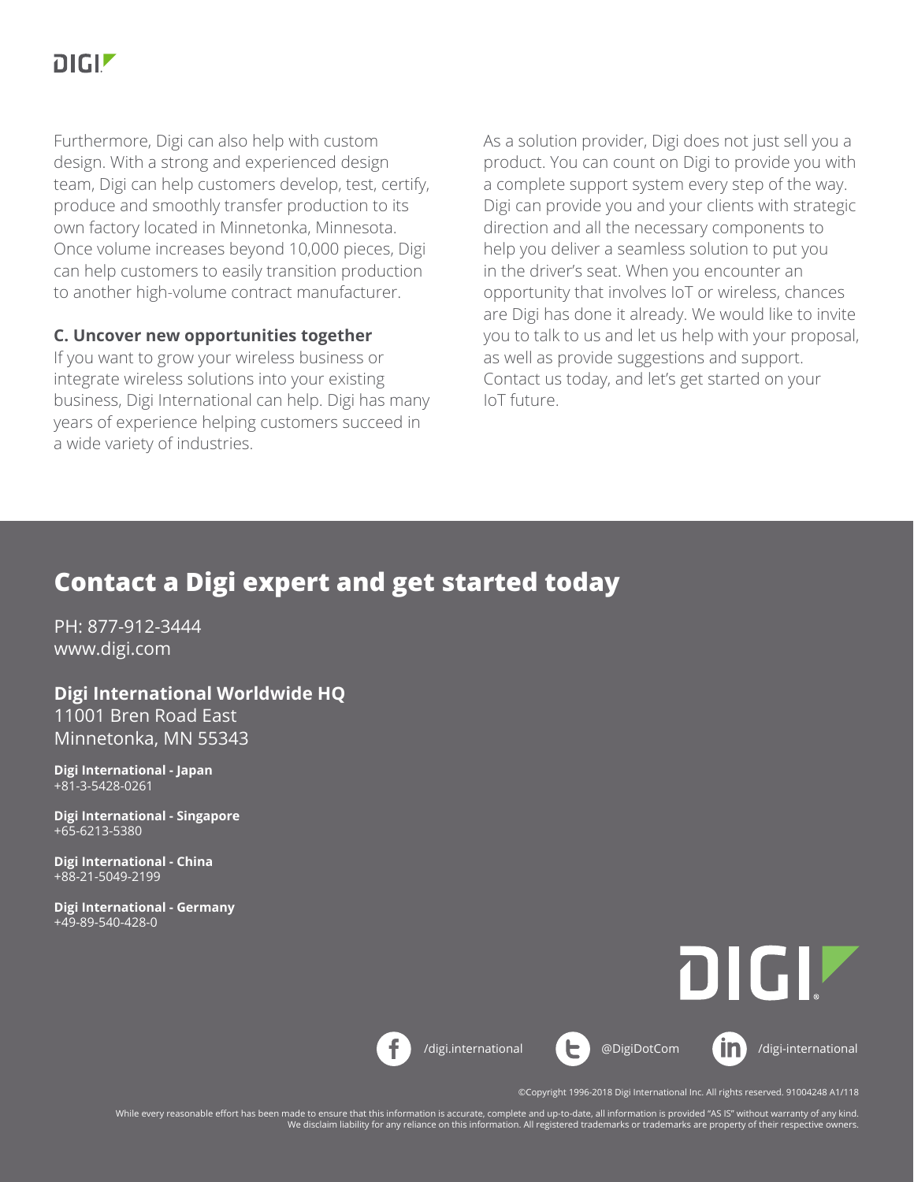Furthermore, Digi can also help with custom design. With a strong and experienced design team, Digi can help customers develop, test, certify, produce and smoothly transfer production to its own factory located in Minnetonka, Minnesota. Once volume increases beyond 10,000 pieces, Digi can help customers to easily transition production to another high-volume contract manufacturer.

**C. Uncover new opportunities together**

If you want to grow your wireless business or integrate wireless solutions into your existing business, Digi International can help. Digi has many years of experience helping customers succeed in a wide variety of industries.

As a solution provider, Digi does not just sell you a product. You can count on Digi to provide you with a complete support system every step of the way. Digi can provide you and your clients with strategic direction and all the necessary components to help you deliver a seamless solution to put you in the driver's seat. When you encounter an opportunity that involves IoT or wireless, chances are Digi has done it already. We would like to invite you to talk to us and let us help with your proposal, as well as provide suggestions and support. Contact us today, and let's get started on your IoT future.

## Contact a Digi expert and get started today

PH: 877-912-3444
www.digi.com

**Digi International Worldwide HQ**
11001 Bren Road East
Minnetonka, MN 55343

**Digi International - Japan**
+81-3-5428-0261

**Digi International - Singapore**
+65-6213-5380

**Digi International - China**
+88-21-5049-2199

**Digi International - Germany**
+49-89-540-428-0

/digi.international @DigiDotCom /digi-international

©Copyright 1996-2018 Digi International Inc. All rights reserved. 91004248 A1/118

While every reasonable effort has been made to ensure that this information is accurate, complete and up-to-date, all information is provided "AS IS" without warranty of any kind. We disclaim liability for any reliance on this information. All registered trademarks or trademarks are property of their respective owners.